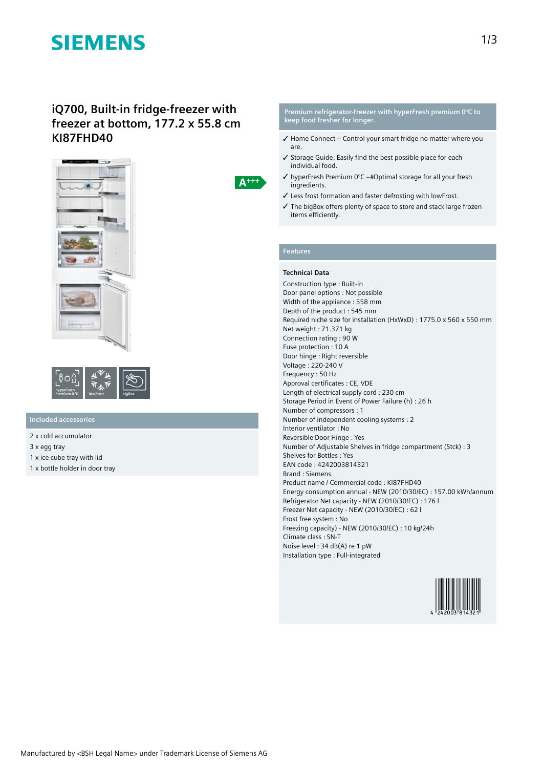# iQ700, Built-in fridge-freezer with freezer at bottom, 177.2 x 55.8 cm KI87FHD40

A+++

hyperFresh Premium 0°C

lowFrost

bigBox

## Included accessories

2 x cold accumulator
3 x egg tray
1 x ice cube tray with lid
1 x bottle holder in door tray

## Premium refrigerator-freezer with hyperFresh premium 0°C to keep food fresher for longer.

- ✓ Home Connect – Control your smart fridge no matter where you are.
- ✓ Storage Guide: Easily find the best possible place for each individual food.
- ✓ hyperFresh Premium 0°C –#Optimal storage for all your fresh ingredients.
- ✓ Less frost formation and faster defrosting with lowFrost.
- ✓ The bigBox offers plenty of space to store and stack large frozen items efficiently.

## Features

### Technical Data

Construction type : Built-in
Door panel options : Not possible
Width of the appliance : 558 mm
Depth of the product : 545 mm
Required niche size for installation (HxWxD) : 1775.0 x 560 x 550 mm
Net weight : 71.371 kg
Connection rating : 90 W
Fuse protection : 10 A
Door hinge : Right reversible
Voltage : 220-240 V
Frequency : 50 Hz
Approval certificates : CE, VDE
Length of electrical supply cord : 230 cm
Storage Period in Event of Power Failure (h) : 26 h
Number of compressors : 1
Number of independent cooling systems : 2
Interior ventilator : No
Reversible Door Hinge : Yes
Number of Adjustable Shelves in fridge compartment (Stck) : 3
Shelves for Bottles : Yes
EAN code : 4242003814321
Brand : Siemens
Product name / Commercial code : KI87FHD40
Energy consumption annual - NEW (2010/30/EC) : 157.00 kWh/annum
Refrigerator Net capacity - NEW (2010/30/EC) : 176 l
Freezer Net capacity - NEW (2010/30/EC) : 62 l
Frost free system : No
Freezing capacity) - NEW (2010/30/EC) : 10 kg/24h
Climate class : SN-T
Noise level : 34 dB(A) re 1 pW
Installation type : Full-integrated

4 242003 814321

Manufactured by <BSH Legal Name> under Trademark License of Siemens AG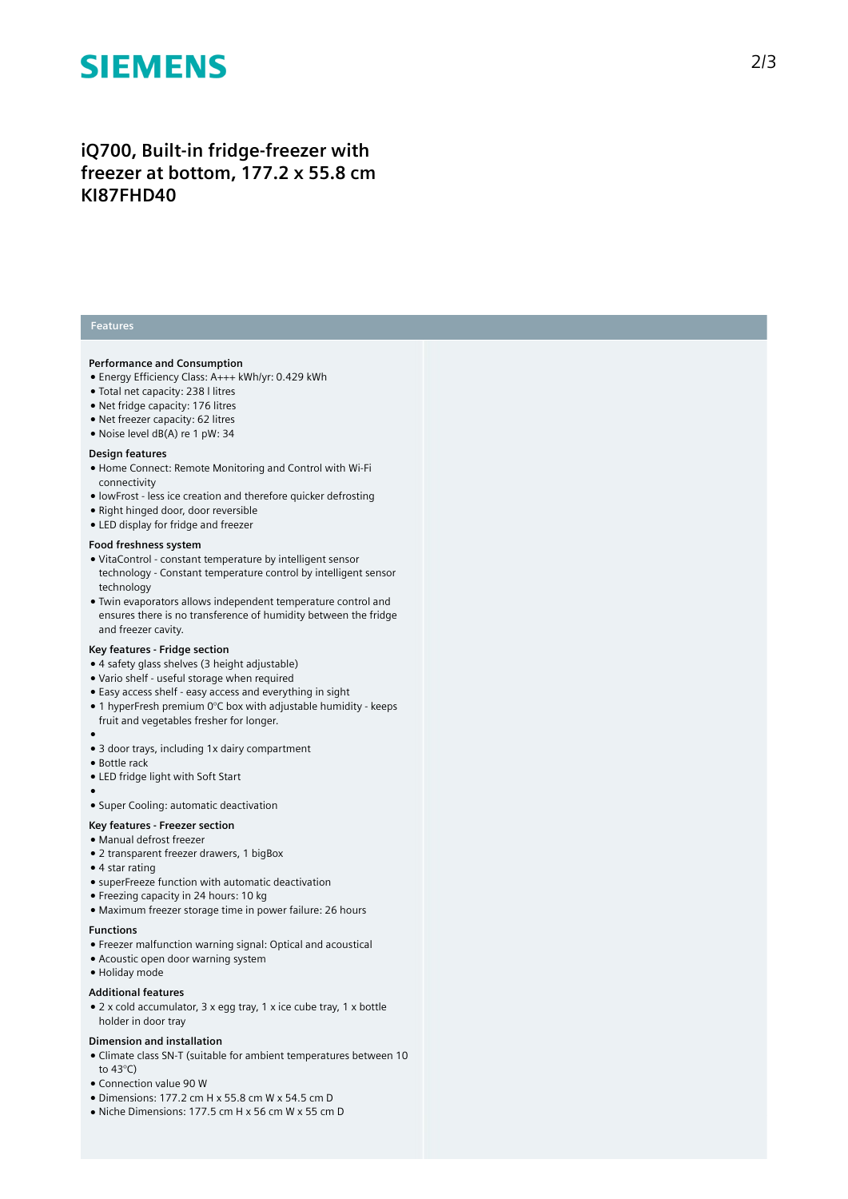# iQ700, Built-in fridge-freezer with freezer at bottom, 177.2 x 55.8 cm KI87FHD40

## Features

### Performance and Consumption

- Energy Efficiency Class: A+++ kWh/yr: 0.429 kWh
- Total net capacity: 238 l litres
- Net fridge capacity: 176 litres
- Net freezer capacity: 62 litres
- Noise level dB(A) re 1 pW: 34

### Design features

- Home Connect: Remote Monitoring and Control with Wi-Fi connectivity
- lowFrost - less ice creation and therefore quicker defrosting
- Right hinged door, door reversible
- LED display for fridge and freezer

### Food freshness system

- VitaControl - constant temperature by intelligent sensor technology - Constant temperature control by intelligent sensor technology
- Twin evaporators allows independent temperature control and ensures there is no transference of humidity between the fridge and freezer cavity.

### Key features - Fridge section

- 4 safety glass shelves (3 height adjustable)
- Vario shelf - useful storage when required
- Easy access shelf - easy access and everything in sight
- 1 hyperFresh premium 0°C box with adjustable humidity - keeps fruit and vegetables fresher for longer.
- 
- 3 door trays, including 1x dairy compartment
- Bottle rack
- LED fridge light with Soft Start
- 
- Super Cooling: automatic deactivation

### Key features - Freezer section

- Manual defrost freezer
- 2 transparent freezer drawers, 1 bigBox
- 4 star rating
- superFreeze function with automatic deactivation
- Freezing capacity in 24 hours: 10 kg
- Maximum freezer storage time in power failure: 26 hours

### Functions

- Freezer malfunction warning signal: Optical and acoustical
- Acoustic open door warning system
- Holiday mode

### Additional features

- 2 x cold accumulator, 3 x egg tray, 1 x ice cube tray, 1 x bottle holder in door tray

### Dimension and installation

- Climate class SN-T (suitable for ambient temperatures between 10 to 43°C)
- Connection value 90 W
- Dimensions: 177.2 cm H x 55.8 cm W x 54.5 cm D
- Niche Dimensions: 177.5 cm H x 56 cm W x 55 cm D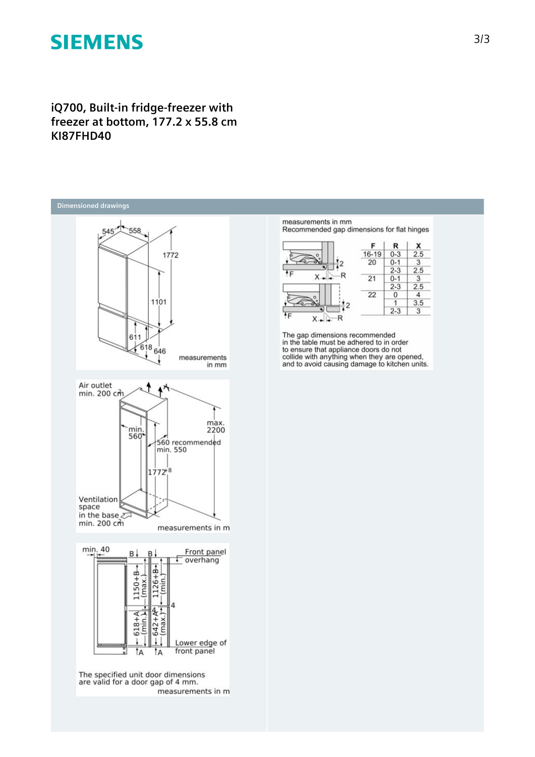**SIEMENS**

## iQ700, Built-in fridge-freezer with freezer at bottom, 177.2 x 55.8 cm
## KI87FHD40

### Dimensioned drawings

545
558
1772
1101
611
618
646
measurements in mm

Air outlet min. 200 cm²
min. 560
max. 2200
560 recommended min. 550
1772+8
Ventilation space in the base min. 200 cm²
measurements in m

min. 40
B
B
Front panel overhang
1150+B (max.)
1126+B (min.)
4
618+A (min.)
642+A (max.)
A
A
Lower edge of front panel

The specified unit door dimensions are valid for a door gap of 4 mm.
measurements in m

measurements in mm
Recommended gap dimensions for flat hinges

2
F
X
R

| F | R | X |
|---|---|---|
| 16-19 | 0-3 | 2.5 |
| 20 | 0-1 | 3 |
| | 2-3 | 2.5 |
| 21 | 0-1 | 3 |
| | 2-3 | 2.5 |
| 22 | 0 | 4 |
| | 1 | 3.5 |
| | 2-3 | 3 |

The gap dimensions recommended in the table must be adhered to in order to ensure that appliance doors do not collide with anything when they are opened, and to avoid causing damage to kitchen units.